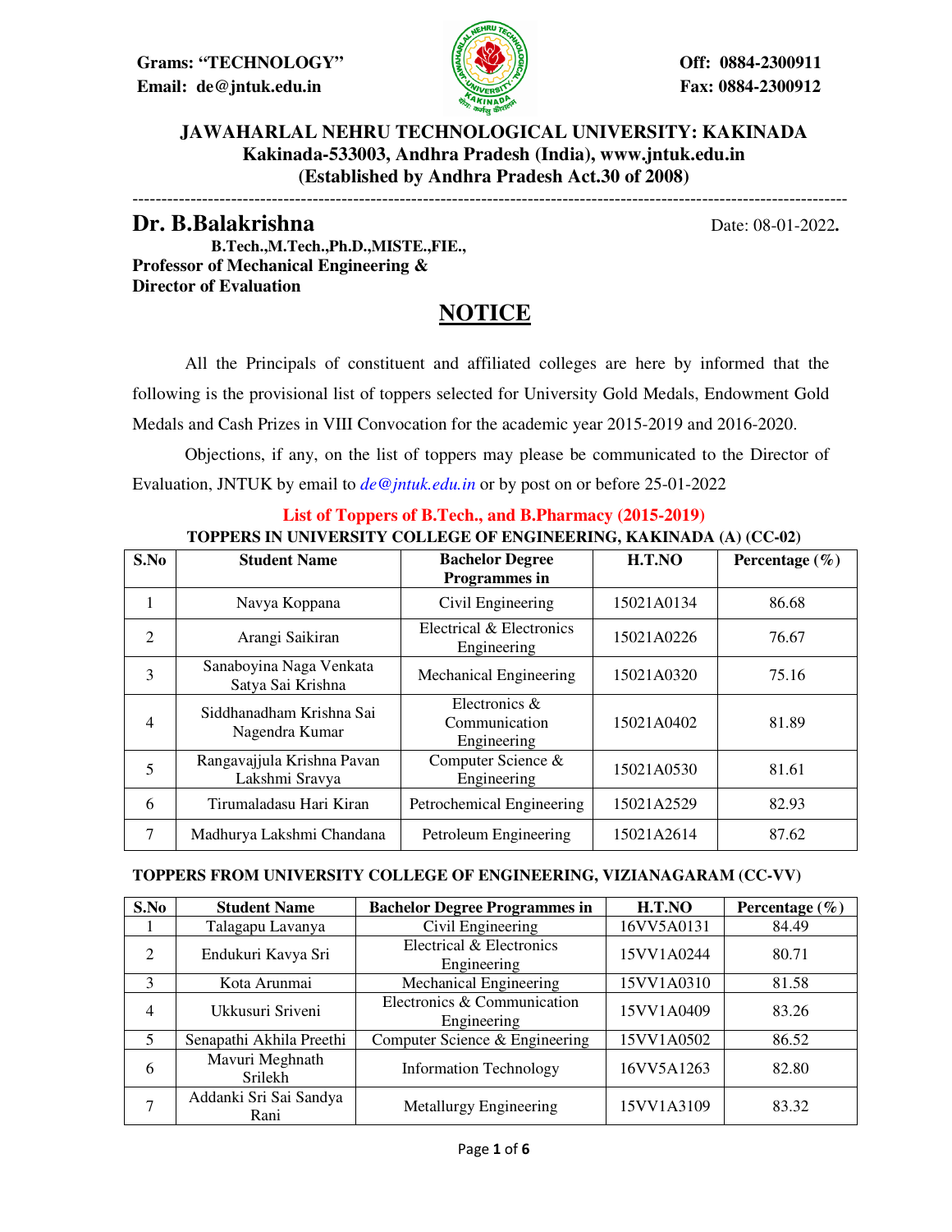Grams: "TECHNOLOGY"
Email: de@jntuk.edu.in

Off: 0884-2300911
Fax: 0884-2300912

**JAWAHARLAL NEHRU TECHNOLOGICAL UNIVERSITY: KAKINADA**
**Kakinada-533003, Andhra Pradesh (India), www.jntuk.edu.in**
**(Established by Andhra Pradesh Act.30 of 2008)**

---

**Dr. B.Balakrishna**
**B.Tech.,M.Tech.,Ph.D.,MISTE.,FIE.,**
**Professor of Mechanical Engineering &**
**Director of Evaluation**

Date: 08-01-2022.

# NOTICE

All the Principals of constituent and affiliated colleges are here by informed that the following is the provisional list of toppers selected for University Gold Medals, Endowment Gold Medals and Cash Prizes in VIII Convocation for the academic year 2015-2019 and 2016-2020.

Objections, if any, on the list of toppers may please be communicated to the Director of Evaluation, JNTUK by email to *de@jntuk.edu.in* or by post on or before 25-01-2022

## List of Toppers of B.Tech., and B.Pharmacy (2015-2019)

### TOPPERS IN UNIVERSITY COLLEGE OF ENGINEERING, KAKINADA (A) (CC-02)

| S.No | Student Name | Bachelor Degree Programmes in | H.T.NO | Percentage (%) |
|---|---|---|---|---|
| 1 | Navya Koppana | Civil Engineering | 15021A0134 | 86.68 |
| 2 | Arangi Saikiran | Electrical & Electronics Engineering | 15021A0226 | 76.67 |
| 3 | Sanaboyina Naga Venkata Satya Sai Krishna | Mechanical Engineering | 15021A0320 | 75.16 |
| 4 | Siddhanadham Krishna Sai Nagendra Kumar | Electronics & Communication Engineering | 15021A0402 | 81.89 |
| 5 | Rangavajjula Krishna Pavan Lakshmi Sravya | Computer Science & Engineering | 15021A0530 | 81.61 |
| 6 | Tirumaladasu Hari Kiran | Petrochemical Engineering | 15021A2529 | 82.93 |
| 7 | Madhurya Lakshmi Chandana | Petroleum Engineering | 15021A2614 | 87.62 |

### TOPPERS FROM UNIVERSITY COLLEGE OF ENGINEERING, VIZIANAGARAM (CC-VV)

| S.No | Student Name | Bachelor Degree Programmes in | H.T.NO | Percentage (%) |
|---|---|---|---|---|
| 1 | Talagapu Lavanya | Civil Engineering | 16VV5A0131 | 84.49 |
| 2 | Endukuri Kavya Sri | Electrical & Electronics Engineering | 15VV1A0244 | 80.71 |
| 3 | Kota Arunmai | Mechanical Engineering | 15VV1A0310 | 81.58 |
| 4 | Ukkusuri Sriveni | Electronics & Communication Engineering | 15VV1A0409 | 83.26 |
| 5 | Senapathi Akhila Preethi | Computer Science & Engineering | 15VV1A0502 | 86.52 |
| 6 | Mavuri Meghnath Srilekh | Information Technology | 16VV5A1263 | 82.80 |
| 7 | Addanki Sri Sai Sandya Rani | Metallurgy Engineering | 15VV1A3109 | 83.32 |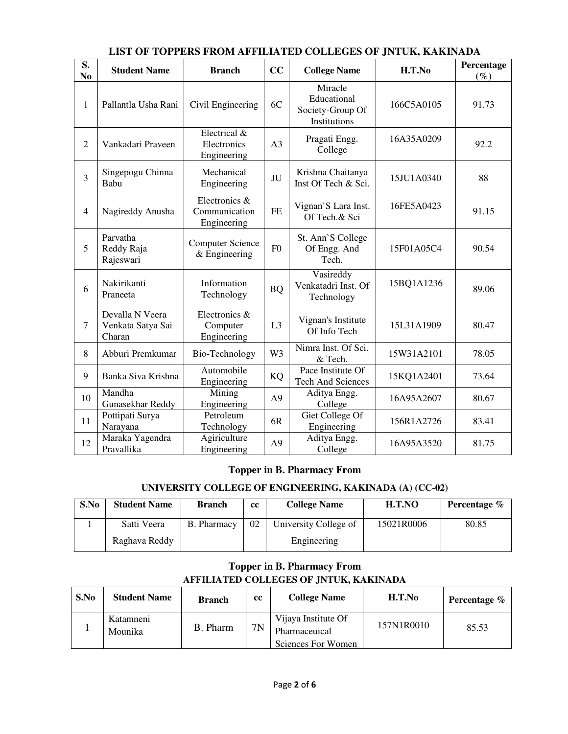## LIST OF TOPPERS FROM AFFILIATED COLLEGES OF JNTUK, KAKINADA

| S. No | Student Name | Branch | CC | College Name | H.T.No | Percentage (%) |
|---|---|---|---|---|---|---|
| 1 | Pallantla Usha Rani | Civil Engineering | 6C | Miracle Educational Society-Group Of Institutions | 166C5A0105 | 91.73 |
| 2 | Vankadari Praveen | Electrical & Electronics Engineering | A3 | Pragati Engg. College | 16A35A0209 | 92.2 |
| 3 | Singepogu Chinna Babu | Mechanical Engineering | JU | Krishna Chaitanya Inst Of Tech & Sci. | 15JU1A0340 | 88 |
| 4 | Nagireddy Anusha | Electronics & Communication Engineering | FE | Vignan`S Lara Inst. Of Tech.& Sci | 16FE5A0423 | 91.15 |
| 5 | Parvatha Reddy Raja Rajeswari | Computer Science & Engineering | F0 | St. Ann`S College Of Engg. And Tech. | 15F01A05C4 | 90.54 |
| 6 | Nakirikanti Praneeta | Information Technology | BQ | Vasireddy Venkatadri Inst. Of Technology | 15BQ1A1236 | 89.06 |
| 7 | Devalla N Veera Venkata Satya Sai Charan | Electronics & Computer Engineering | L3 | Vignan's Institute Of Info Tech | 15L31A1909 | 80.47 |
| 8 | Abburi Premkumar | Bio-Technology | W3 | Nimra Inst. Of Sci. & Tech. | 15W31A2101 | 78.05 |
| 9 | Banka Siva Krishna | Automobile Engineering | KQ | Pace Institute Of Tech And Sciences | 15KQ1A2401 | 73.64 |
| 10 | Mandha Gunasekhar Reddy | Mining Engineering | A9 | Aditya Engg. College | 16A95A2607 | 80.67 |
| 11 | Pottipati Surya Narayana | Petroleum Technology | 6R | Giet College Of Engineering | 156R1A2726 | 83.41 |
| 12 | Maraka Yagendra Pravallika | Agiriculture Engineering | A9 | Aditya Engg. College | 16A95A3520 | 81.75 |

### Topper in B. Pharmacy From

### UNIVERSITY COLLEGE OF ENGINEERING, KAKINADA (A) (CC-02)

| S.No | Student Name | Branch | cc | College Name | H.T.NO | Percentage % |
|---|---|---|---|---|---|---|
| 1 | Satti Veera Raghava Reddy | B. Pharmacy | 02 | University College of Engineering | 15021R0006 | 80.85 |

### Topper in B. Pharmacy From

### AFFILIATED COLLEGES OF JNTUK, KAKINADA

| S.No | Student Name | Branch | cc | College Name | H.T.No | Percentage % |
|---|---|---|---|---|---|---|
| 1 | Katamneni Mounika | B. Pharm | 7N | Vijaya Institute Of Pharmaceuical Sciences For Women | 157N1R0010 | 85.53 |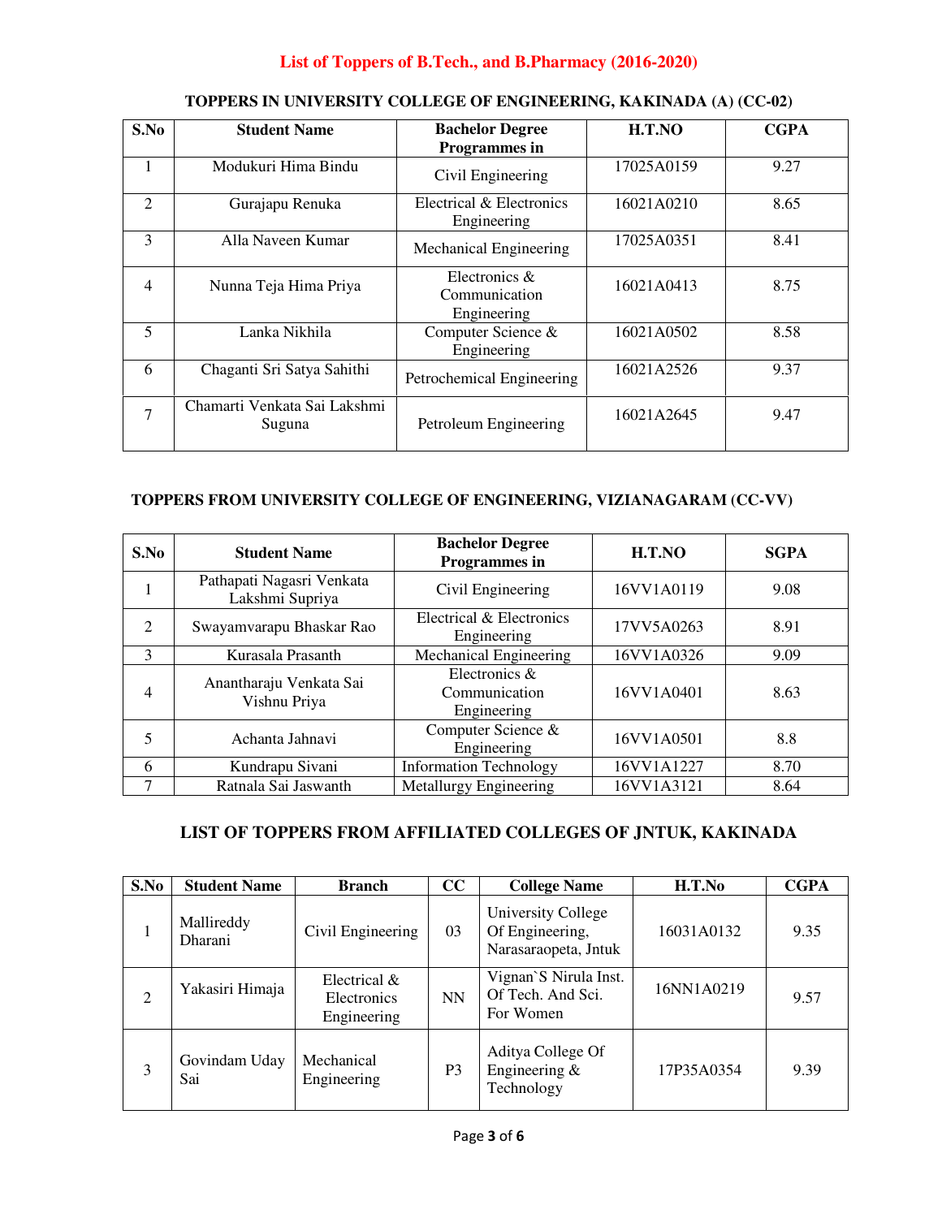# List of Toppers of B.Tech., and B.Pharmacy (2016-2020)

## TOPPERS IN UNIVERSITY COLLEGE OF ENGINEERING, KAKINADA (A) (CC-02)

| S.No | Student Name | Bachelor Degree Programmes in | H.T.NO | CGPA |
|---|---|---|---|---|
| 1 | Modukuri Hima Bindu | Civil Engineering | 17025A0159 | 9.27 |
| 2 | Gurajapu Renuka | Electrical & Electronics Engineering | 16021A0210 | 8.65 |
| 3 | Alla Naveen Kumar | Mechanical Engineering | 17025A0351 | 8.41 |
| 4 | Nunna Teja Hima Priya | Electronics & Communication Engineering | 16021A0413 | 8.75 |
| 5 | Lanka Nikhila | Computer Science & Engineering | 16021A0502 | 8.58 |
| 6 | Chaganti Sri Satya Sahithi | Petrochemical Engineering | 16021A2526 | 9.37 |
| 7 | Chamarti Venkata Sai Lakshmi Suguna | Petroleum Engineering | 16021A2645 | 9.47 |

## TOPPERS FROM UNIVERSITY COLLEGE OF ENGINEERING, VIZIANAGARAM (CC-VV)

| S.No | Student Name | Bachelor Degree Programmes in | H.T.NO | SGPA |
|---|---|---|---|---|
| 1 | Pathapati Nagasri Venkata Lakshmi Supriya | Civil Engineering | 16VV1A0119 | 9.08 |
| 2 | Swayamvarapu Bhaskar Rao | Electrical & Electronics Engineering | 17VV5A0263 | 8.91 |
| 3 | Kurasala Prasanth | Mechanical Engineering | 16VV1A0326 | 9.09 |
| 4 | Anantharaju Venkata Sai Vishnu Priya | Electronics & Communication Engineering | 16VV1A0401 | 8.63 |
| 5 | Achanta Jahnavi | Computer Science & Engineering | 16VV1A0501 | 8.8 |
| 6 | Kundrapu Sivani | Information Technology | 16VV1A1227 | 8.70 |
| 7 | Ratnala Sai Jaswanth | Metallurgy Engineering | 16VV1A3121 | 8.64 |

## LIST OF TOPPERS FROM AFFILIATED COLLEGES OF JNTUK, KAKINADA

| S.No | Student Name | Branch | CC | College Name | H.T.No | CGPA |
|---|---|---|---|---|---|---|
| 1 | Mallireddy Dharani | Civil Engineering | 03 | University College Of Engineering, Narasaraopeta, Jntuk | 16031A0132 | 9.35 |
| 2 | Yakasiri Himaja | Electrical & Electronics Engineering | NN | Vignan`S Nirula Inst. Of Tech. And Sci. For Women | 16NN1A0219 | 9.57 |
| 3 | Govindam Uday Sai | Mechanical Engineering | P3 | Aditya College Of Engineering & Technology | 17P35A0354 | 9.39 |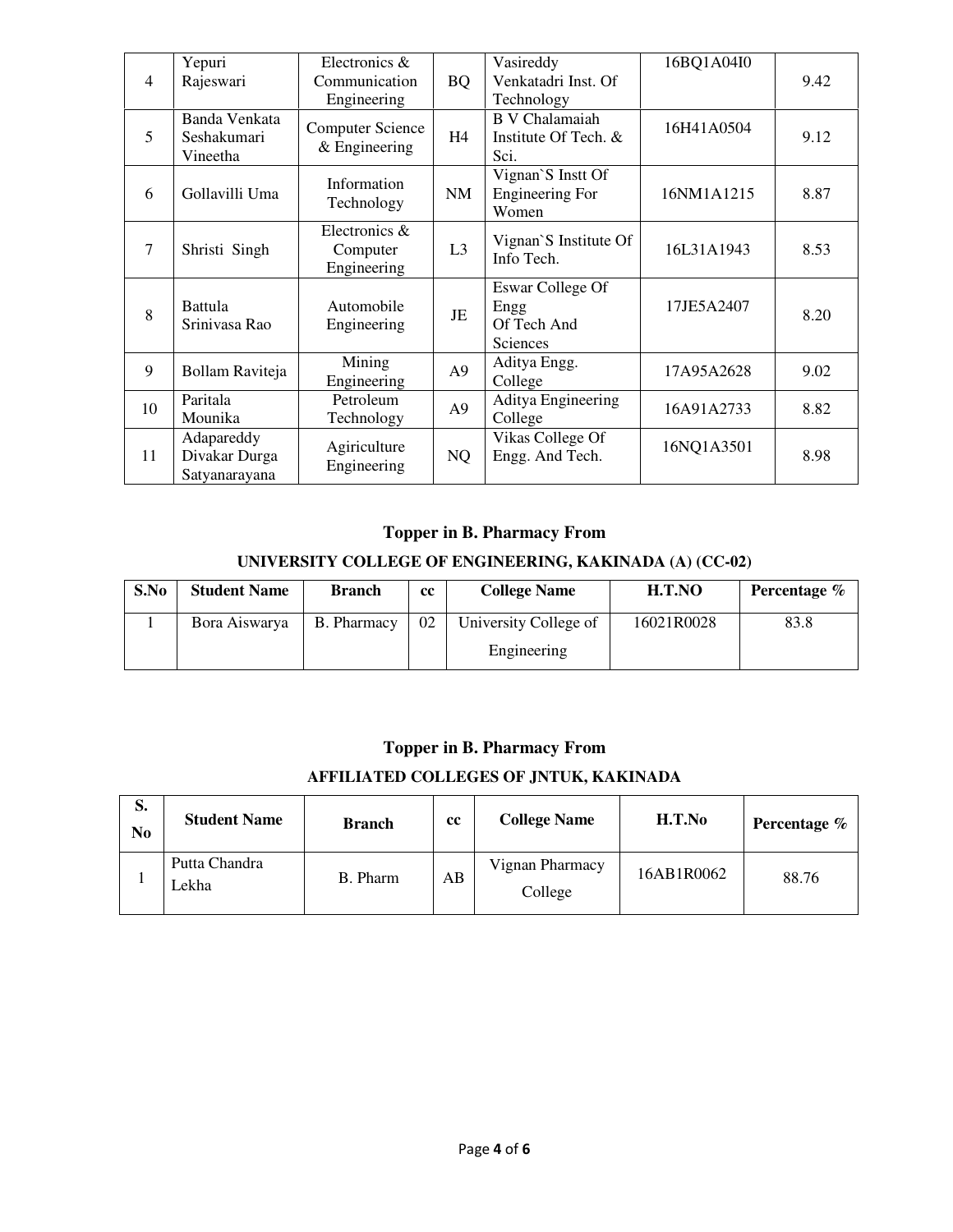| | | | | | | |
|---|---|---|---|---|---|---|
| 4 | Yepuri Rajeswari | Electronics & Communication Engineering | BQ | Vasireddy Venkatadri Inst. Of Technology | 16BQ1A04I0 | 9.42 |
| 5 | Banda Venkata Seshakumari Vineetha | Computer Science & Engineering | H4 | B V Chalamaiah Institute Of Tech. & Sci. | 16H41A0504 | 9.12 |
| 6 | Gollavilli Uma | Information Technology | NM | Vignan`S Instt Of Engineering For Women | 16NM1A1215 | 8.87 |
| 7 | Shristi Singh | Electronics & Computer Engineering | L3 | Vignan`S Institute Of Info Tech. | 16L31A1943 | 8.53 |
| 8 | Battula Srinivasa Rao | Automobile Engineering | JE | Eswar College Of Engg Of Tech And Sciences | 17JE5A2407 | 8.20 |
| 9 | Bollam Raviteja | Mining Engineering | A9 | Aditya Engg. College | 17A95A2628 | 9.02 |
| 10 | Paritala Mounika | Petroleum Technology | A9 | Aditya Engineering College | 16A91A2733 | 8.82 |
| 11 | Adapareddy Divakar Durga Satyanarayana | Agiriculture Engineering | NQ | Vikas College Of Engg. And Tech. | 16NQ1A3501 | 8.98 |

### Topper in B. Pharmacy From

### UNIVERSITY COLLEGE OF ENGINEERING, KAKINADA (A) (CC-02)

| S.No | Student Name | Branch | cc | College Name | H.T.NO | Percentage % |
|---|---|---|---|---|---|---|
| 1 | Bora Aiswarya | B. Pharmacy | 02 | University College of Engineering | 16021R0028 | 83.8 |

### Topper in B. Pharmacy From

### AFFILIATED COLLEGES OF JNTUK, KAKINADA

| S. No | Student Name | Branch | cc | College Name | H.T.No | Percentage % |
|---|---|---|---|---|---|---|
| 1 | Putta Chandra Lekha | B. Pharm | AB | Vignan Pharmacy College | 16AB1R0062 | 88.76 |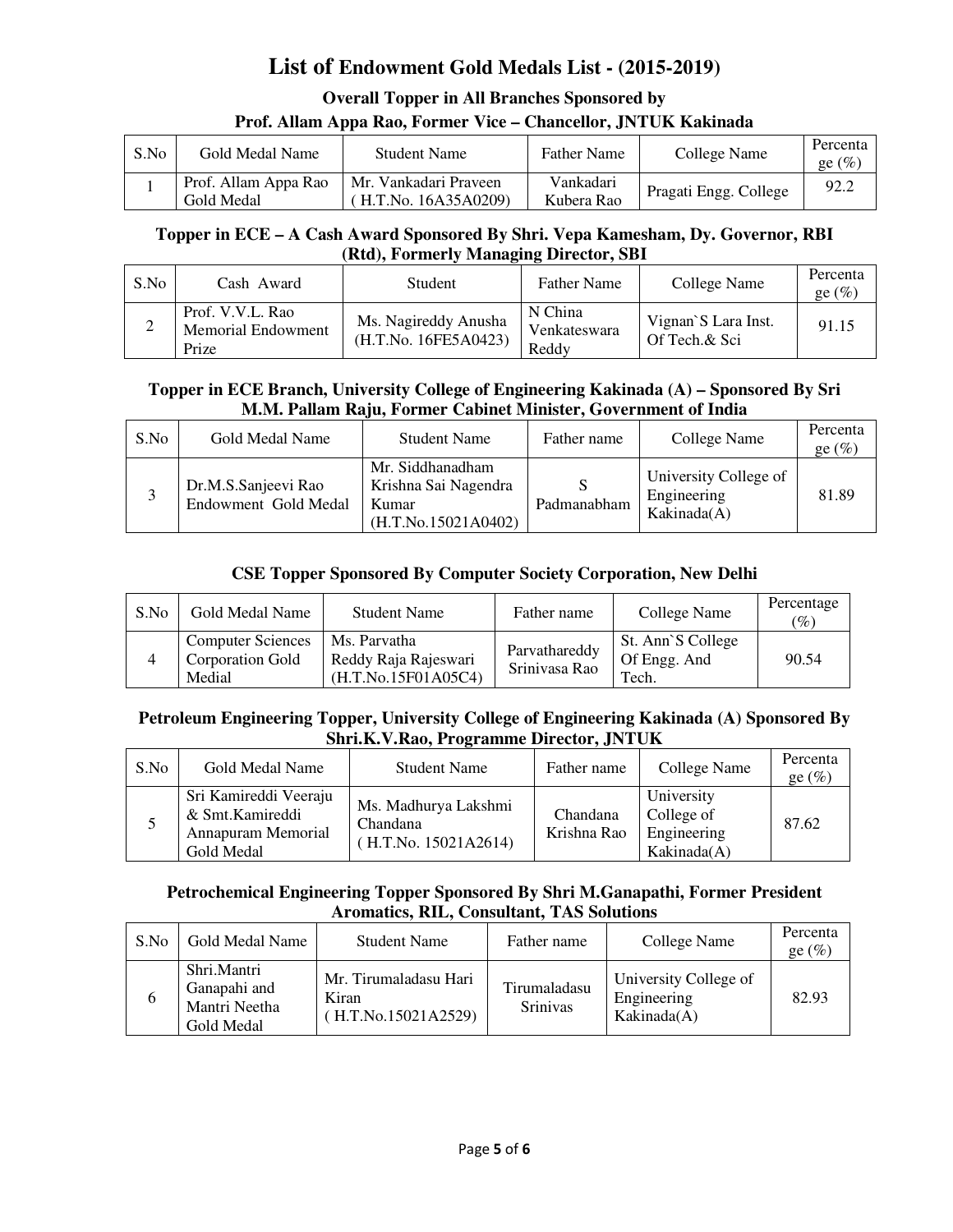# List of Endowment Gold Medals List - (2015-2019)

### Overall Topper in All Branches Sponsored by Prof. Allam Appa Rao, Former Vice – Chancellor, JNTUK Kakinada

| S.No | Gold Medal Name | Student Name | Father Name | College Name | Percentage (%) |
|---|---|---|---|---|---|
| 1 | Prof. Allam Appa Rao Gold Medal | Mr. Vankadari Praveen ( H.T.No. 16A35A0209) | Vankadari Kubera Rao | Pragati Engg. College | 92.2 |

### Topper in ECE – A Cash Award Sponsored By Shri. Vepa Kamesham, Dy. Governor, RBI (Rtd), Formerly Managing Director, SBI

| S.No | Cash Award | Student | Father Name | College Name | Percentage (%) |
|---|---|---|---|---|---|
| 2 | Prof. V.V.L. Rao Memorial Endowment Prize | Ms. Nagireddy Anusha (H.T.No. 16FE5A0423) | N China Venkateswara Reddy | Vignan`S Lara Inst. Of Tech.& Sci | 91.15 |

### Topper in ECE Branch, University College of Engineering Kakinada (A) – Sponsored By Sri M.M. Pallam Raju, Former Cabinet Minister, Government of India

| S.No | Gold Medal Name | Student Name | Father name | College Name | Percentage (%) |
|---|---|---|---|---|---|
| 3 | Dr.M.S.Sanjeevi Rao Endowment Gold Medal | Mr. Siddhanadham Krishna Sai Nagendra Kumar (H.T.No.15021A0402) | S Padmanabham | University College of Engineering Kakinada(A) | 81.89 |

### CSE Topper Sponsored By Computer Society Corporation, New Delhi

| S.No | Gold Medal Name | Student Name | Father name | College Name | Percentage (%) |
|---|---|---|---|---|---|
| 4 | Computer Sciences Corporation Gold Medial | Ms. Parvatha Reddy Raja Rajeswari (H.T.No.15F01A05C4) | Parvathareddy Srinivasa Rao | St. Ann`S College Of Engg. And Tech. | 90.54 |

### Petroleum Engineering Topper, University College of Engineering Kakinada (A) Sponsored By Shri.K.V.Rao, Programme Director, JNTUK

| S.No | Gold Medal Name | Student Name | Father name | College Name | Percentage (%) |
|---|---|---|---|---|---|
| 5 | Sri Kamireddi Veeraju & Smt.Kamireddi Annapuram Memorial Gold Medal | Ms. Madhurya Lakshmi Chandana ( H.T.No. 15021A2614) | Chandana Krishna Rao | University College of Engineering Kakinada(A) | 87.62 |

### Petrochemical Engineering Topper Sponsored By Shri M.Ganapathi, Former President Aromatics, RIL, Consultant, TAS Solutions

| S.No | Gold Medal Name | Student Name | Father name | College Name | Percentage (%) |
|---|---|---|---|---|---|
| 6 | Shri.Mantri Ganapahi and Mantri Neetha Gold Medal | Mr. Tirumaladasu Hari Kiran ( H.T.No.15021A2529) | Tirumaladasu Srinivas | University College of Engineering Kakinada(A) | 82.93 |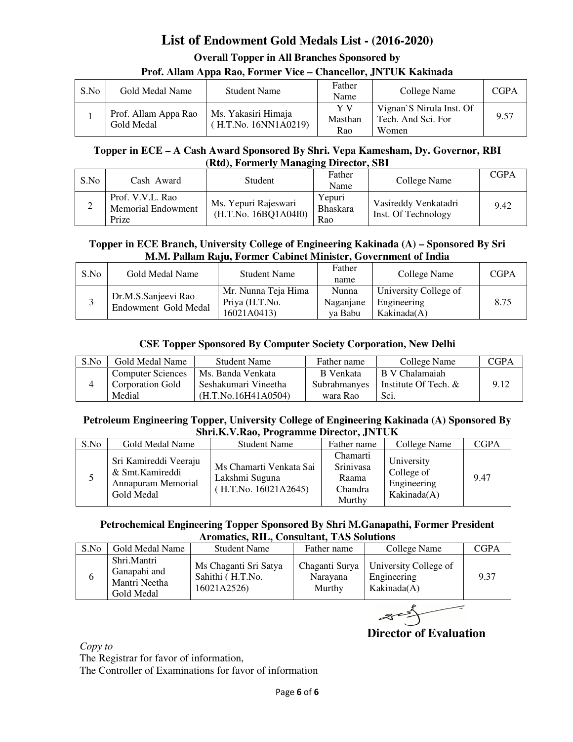# List of Endowment Gold Medals List - (2016-2020)

### Overall Topper in All Branches Sponsored by
### Prof. Allam Appa Rao, Former Vice – Chancellor, JNTUK Kakinada

| S.No | Gold Medal Name | Student Name | Father Name | College Name | CGPA |
|---|---|---|---|---|---|
| 1 | Prof. Allam Appa Rao Gold Medal | Ms. Yakasiri Himaja ( H.T.No. 16NN1A0219) | Y V Masthan Rao | Vignan`S Nirula Inst. Of Tech. And Sci. For Women | 9.57 |

### Topper in ECE – A Cash Award Sponsored By Shri. Vepa Kamesham, Dy. Governor, RBI (Rtd), Formerly Managing Director, SBI

| S.No | Cash Award | Student | Father Name | College Name | CGPA |
|---|---|---|---|---|---|
| 2 | Prof. V.V.L. Rao Memorial Endowment Prize | Ms. Yepuri Rajeswari (H.T.No. 16BQ1A04I0) | Yepuri Bhaskara Rao | Vasireddy Venkatadri Inst. Of Technology | 9.42 |

### Topper in ECE Branch, University College of Engineering Kakinada (A) – Sponsored By Sri M.M. Pallam Raju, Former Cabinet Minister, Government of India

| S.No | Gold Medal Name | Student Name | Father name | College Name | CGPA |
|---|---|---|---|---|---|
| 3 | Dr.M.S.Sanjeevi Rao Endowment Gold Medal | Mr. Nunna Teja Hima Priya (H.T.No. 16021A0413) | Nunna Naganjaneya Babu | University College of Engineering Kakinada(A) | 8.75 |

### CSE Topper Sponsored By Computer Society Corporation, New Delhi

| S.No | Gold Medal Name | Student Name | Father name | College Name | CGPA |
|---|---|---|---|---|---|
| 4 | Computer Sciences Corporation Gold Medial | Ms. Banda Venkata Seshakumari Vineetha (H.T.No.16H41A0504) | B Venkata Subrahmanyeswara Rao | B V Chalamaiah Institute Of Tech. & Sci. | 9.12 |

### Petroleum Engineering Topper, University College of Engineering Kakinada (A) Sponsored By Shri.K.V.Rao, Programme Director, JNTUK

| S.No | Gold Medal Name | Student Name | Father name | College Name | CGPA |
|---|---|---|---|---|---|
| 5 | Sri Kamireddi Veeraju & Smt.Kamireddi Annapuram Memorial Gold Medal | Ms Chamarti Venkata Sai Lakshmi Suguna ( H.T.No. 16021A2645) | Chamarti Srinivasa Raama Chandra Murthy | University College of Engineering Kakinada(A) | 9.47 |

### Petrochemical Engineering Topper Sponsored By Shri M.Ganapathi, Former President Aromatics, RIL, Consultant, TAS Solutions

| S.No | Gold Medal Name | Student Name | Father name | College Name | CGPA |
|---|---|---|---|---|---|
| 6 | Shri.Mantri Ganapahi and Mantri Neetha Gold Medal | Ms Chaganti Sri Satya Sahithi ( H.T.No. 16021A2526) | Chaganti Surya Narayana Murthy | University College of Engineering Kakinada(A) | 9.37 |

**Director of Evaluation**

*Copy to*
The Registrar for favor of information,
The Controller of Examinations for favor of information